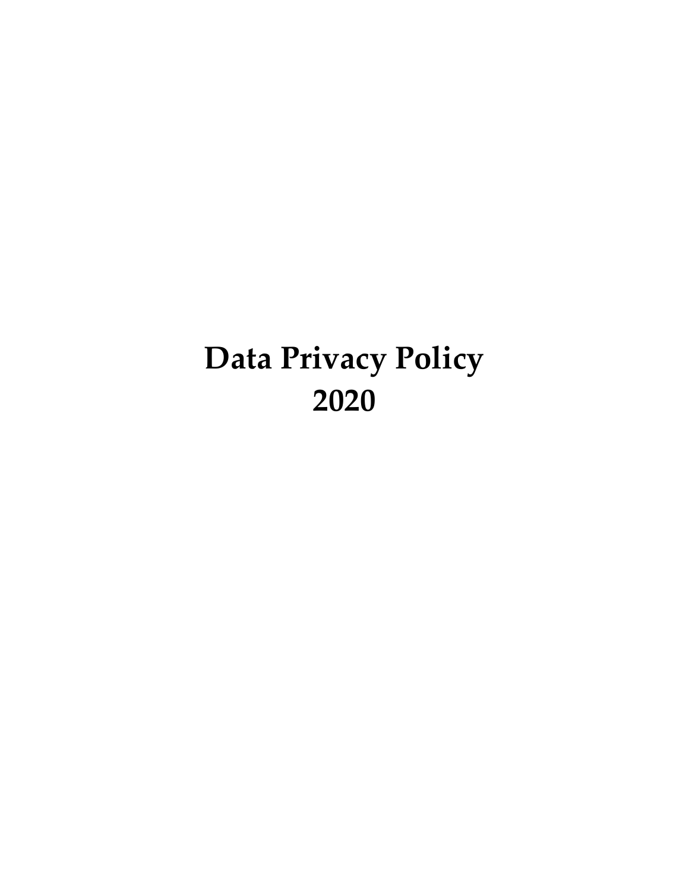# Data Privacy Policy
# 2020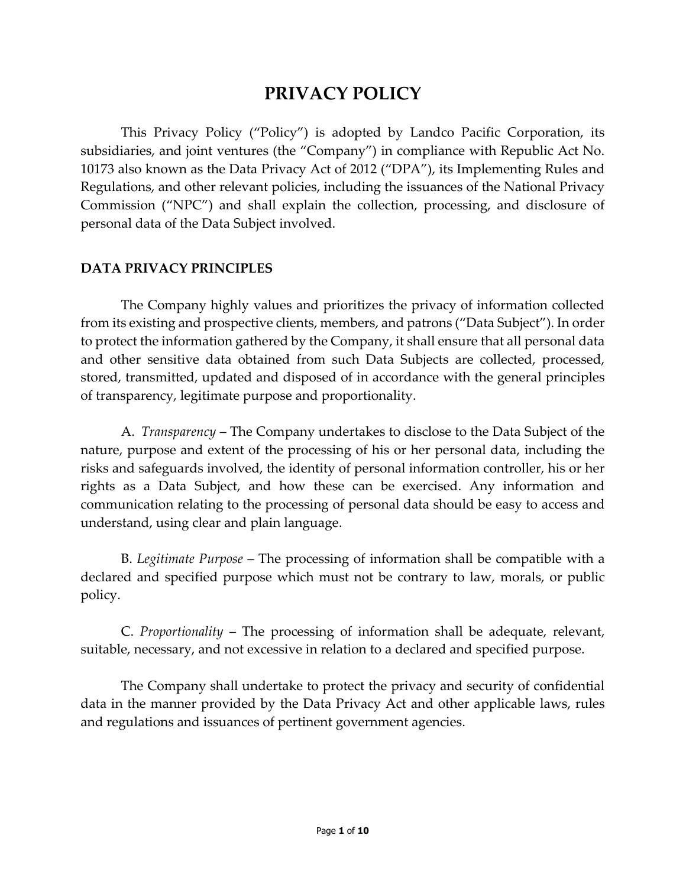# PRIVACY POLICY

This Privacy Policy ("Policy") is adopted by Landco Pacific Corporation, its subsidiaries, and joint ventures (the "Company") in compliance with Republic Act No. 10173 also known as the Data Privacy Act of 2012 ("DPA"), its Implementing Rules and Regulations, and other relevant policies, including the issuances of the National Privacy Commission ("NPC") and shall explain the collection, processing, and disclosure of personal data of the Data Subject involved.

## DATA PRIVACY PRINCIPLES

The Company highly values and prioritizes the privacy of information collected from its existing and prospective clients, members, and patrons ("Data Subject"). In order to protect the information gathered by the Company, it shall ensure that all personal data and other sensitive data obtained from such Data Subjects are collected, processed, stored, transmitted, updated and disposed of in accordance with the general principles of transparency, legitimate purpose and proportionality.

A. *Transparency* – The Company undertakes to disclose to the Data Subject of the nature, purpose and extent of the processing of his or her personal data, including the risks and safeguards involved, the identity of personal information controller, his or her rights as a Data Subject, and how these can be exercised. Any information and communication relating to the processing of personal data should be easy to access and understand, using clear and plain language.

B. *Legitimate Purpose* – The processing of information shall be compatible with a declared and specified purpose which must not be contrary to law, morals, or public policy.

C. *Proportionality* – The processing of information shall be adequate, relevant, suitable, necessary, and not excessive in relation to a declared and specified purpose.

The Company shall undertake to protect the privacy and security of confidential data in the manner provided by the Data Privacy Act and other applicable laws, rules and regulations and issuances of pertinent government agencies.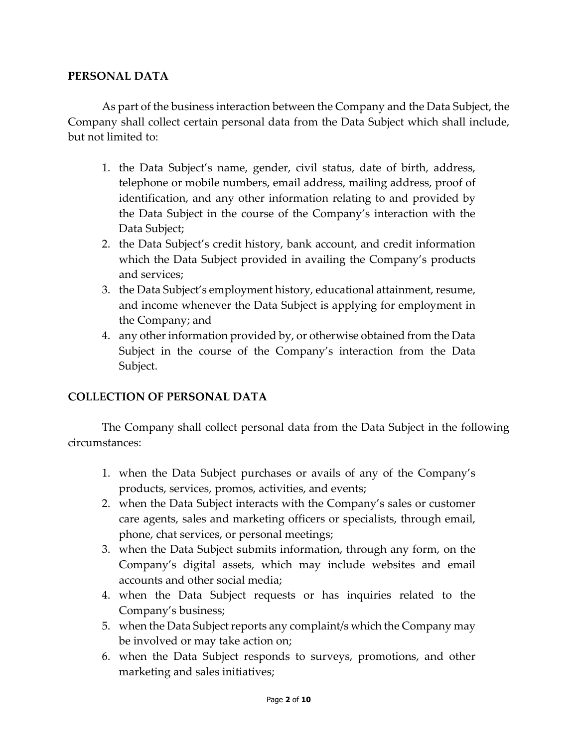## PERSONAL DATA

As part of the business interaction between the Company and the Data Subject, the Company shall collect certain personal data from the Data Subject which shall include, but not limited to:

1. the Data Subject's name, gender, civil status, date of birth, address, telephone or mobile numbers, email address, mailing address, proof of identification, and any other information relating to and provided by the Data Subject in the course of the Company's interaction with the Data Subject;
2. the Data Subject's credit history, bank account, and credit information which the Data Subject provided in availing the Company's products and services;
3. the Data Subject's employment history, educational attainment, resume, and income whenever the Data Subject is applying for employment in the Company; and
4. any other information provided by, or otherwise obtained from the Data Subject in the course of the Company's interaction from the Data Subject.

## COLLECTION OF PERSONAL DATA

The Company shall collect personal data from the Data Subject in the following circumstances:

1. when the Data Subject purchases or avails of any of the Company's products, services, promos, activities, and events;
2. when the Data Subject interacts with the Company's sales or customer care agents, sales and marketing officers or specialists, through email, phone, chat services, or personal meetings;
3. when the Data Subject submits information, through any form, on the Company's digital assets, which may include websites and email accounts and other social media;
4. when the Data Subject requests or has inquiries related to the Company's business;
5. when the Data Subject reports any complaint/s which the Company may be involved or may take action on;
6. when the Data Subject responds to surveys, promotions, and other marketing and sales initiatives;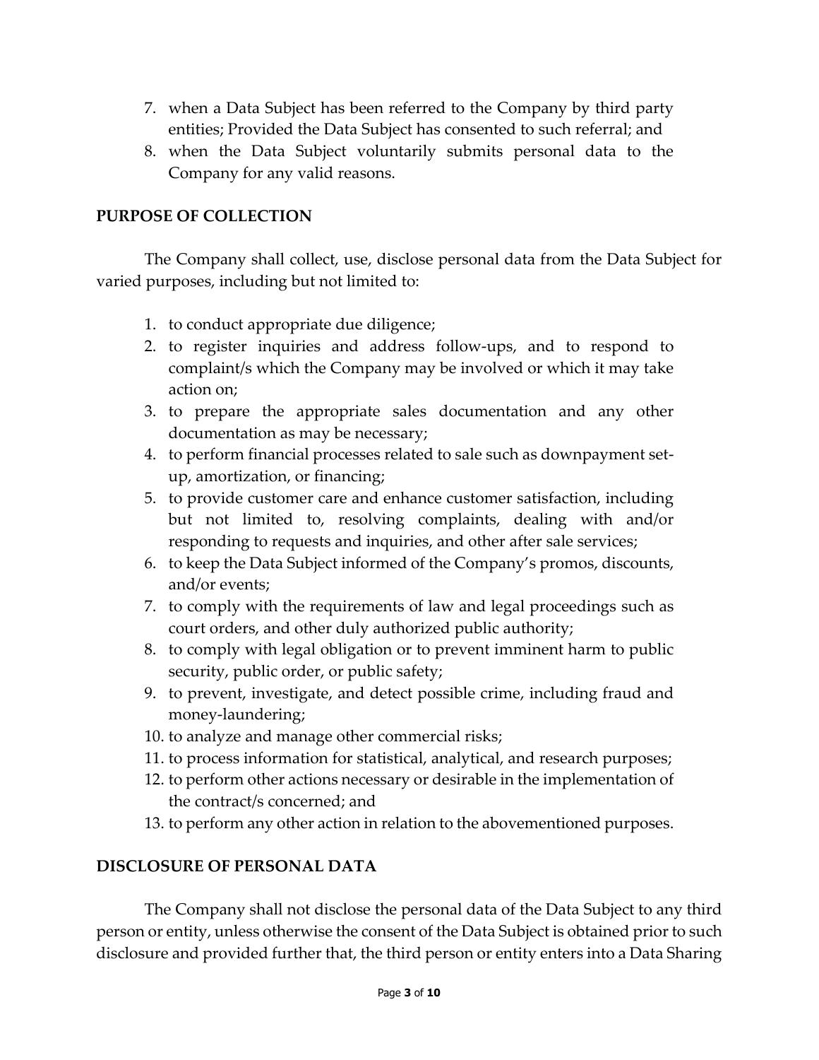7. when a Data Subject has been referred to the Company by third party entities; Provided the Data Subject has consented to such referral; and
8. when the Data Subject voluntarily submits personal data to the Company for any valid reasons.

## PURPOSE OF COLLECTION

The Company shall collect, use, disclose personal data from the Data Subject for varied purposes, including but not limited to:

1. to conduct appropriate due diligence;
2. to register inquiries and address follow-ups, and to respond to complaint/s which the Company may be involved or which it may take action on;
3. to prepare the appropriate sales documentation and any other documentation as may be necessary;
4. to perform financial processes related to sale such as downpayment set-up, amortization, or financing;
5. to provide customer care and enhance customer satisfaction, including but not limited to, resolving complaints, dealing with and/or responding to requests and inquiries, and other after sale services;
6. to keep the Data Subject informed of the Company's promos, discounts, and/or events;
7. to comply with the requirements of law and legal proceedings such as court orders, and other duly authorized public authority;
8. to comply with legal obligation or to prevent imminent harm to public security, public order, or public safety;
9. to prevent, investigate, and detect possible crime, including fraud and money-laundering;
10. to analyze and manage other commercial risks;
11. to process information for statistical, analytical, and research purposes;
12. to perform other actions necessary or desirable in the implementation of the contract/s concerned; and
13. to perform any other action in relation to the abovementioned purposes.

## DISCLOSURE OF PERSONAL DATA

The Company shall not disclose the personal data of the Data Subject to any third person or entity, unless otherwise the consent of the Data Subject is obtained prior to such disclosure and provided further that, the third person or entity enters into a Data Sharing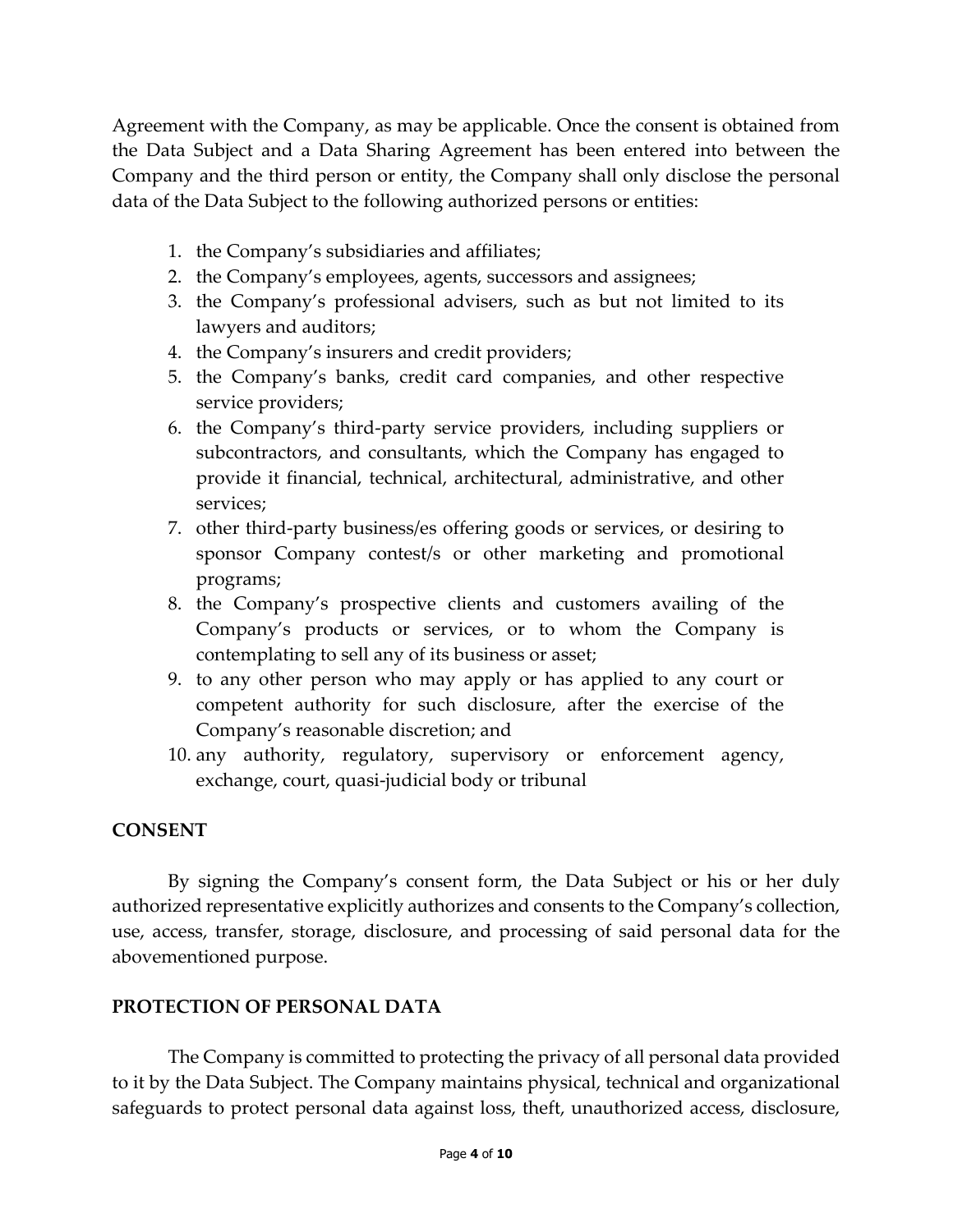Agreement with the Company, as may be applicable. Once the consent is obtained from the Data Subject and a Data Sharing Agreement has been entered into between the Company and the third person or entity, the Company shall only disclose the personal data of the Data Subject to the following authorized persons or entities:

1. the Company's subsidiaries and affiliates;
2. the Company's employees, agents, successors and assignees;
3. the Company's professional advisers, such as but not limited to its lawyers and auditors;
4. the Company's insurers and credit providers;
5. the Company's banks, credit card companies, and other respective service providers;
6. the Company's third-party service providers, including suppliers or subcontractors, and consultants, which the Company has engaged to provide it financial, technical, architectural, administrative, and other services;
7. other third-party business/es offering goods or services, or desiring to sponsor Company contest/s or other marketing and promotional programs;
8. the Company's prospective clients and customers availing of the Company's products or services, or to whom the Company is contemplating to sell any of its business or asset;
9. to any other person who may apply or has applied to any court or competent authority for such disclosure, after the exercise of the Company's reasonable discretion; and
10. any authority, regulatory, supervisory or enforcement agency, exchange, court, quasi-judicial body or tribunal

## CONSENT

By signing the Company's consent form, the Data Subject or his or her duly authorized representative explicitly authorizes and consents to the Company's collection, use, access, transfer, storage, disclosure, and processing of said personal data for the abovementioned purpose.

## PROTECTION OF PERSONAL DATA

The Company is committed to protecting the privacy of all personal data provided to it by the Data Subject. The Company maintains physical, technical and organizational safeguards to protect personal data against loss, theft, unauthorized access, disclosure,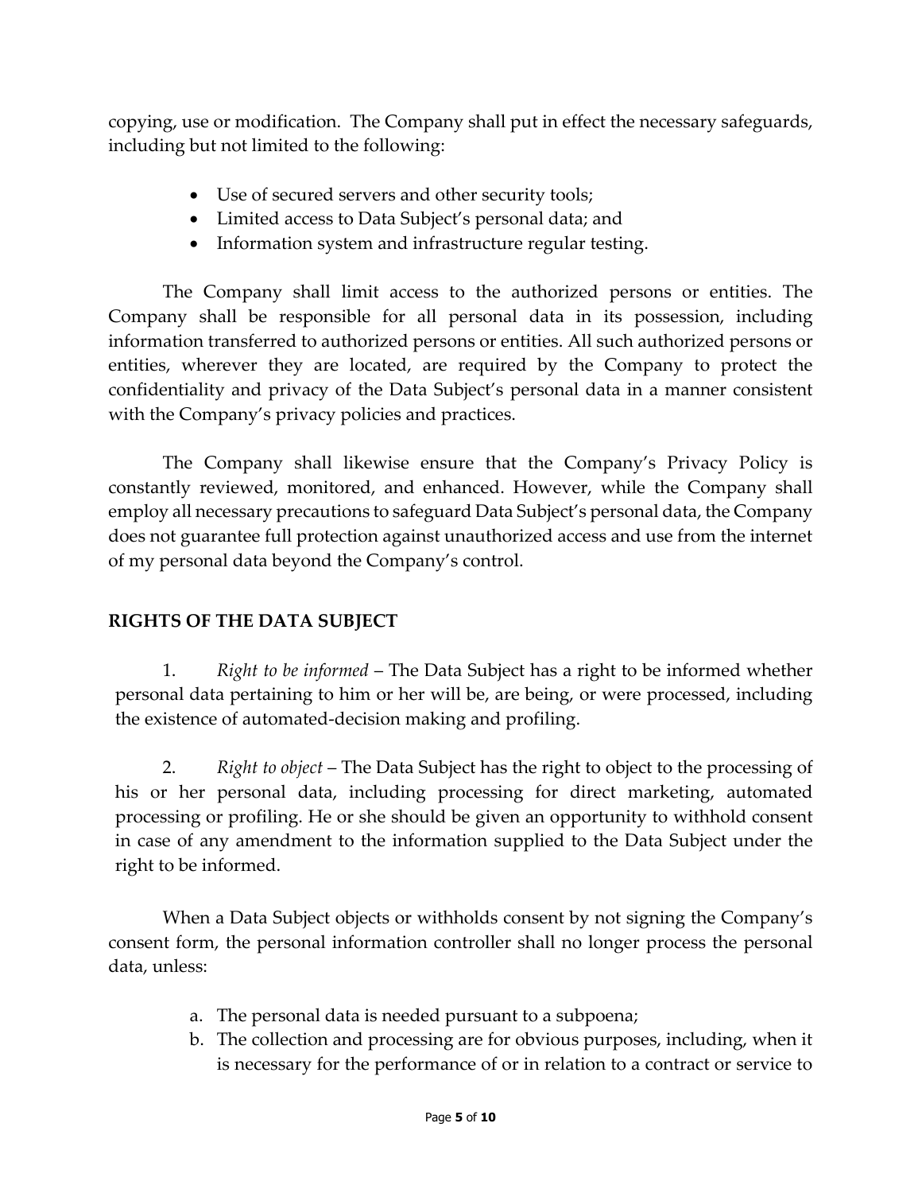copying, use or modification. The Company shall put in effect the necessary safeguards, including but not limited to the following:

- Use of secured servers and other security tools;
- Limited access to Data Subject's personal data; and
- Information system and infrastructure regular testing.

The Company shall limit access to the authorized persons or entities. The Company shall be responsible for all personal data in its possession, including information transferred to authorized persons or entities. All such authorized persons or entities, wherever they are located, are required by the Company to protect the confidentiality and privacy of the Data Subject's personal data in a manner consistent with the Company's privacy policies and practices.

The Company shall likewise ensure that the Company's Privacy Policy is constantly reviewed, monitored, and enhanced. However, while the Company shall employ all necessary precautions to safeguard Data Subject's personal data, the Company does not guarantee full protection against unauthorized access and use from the internet of my personal data beyond the Company's control.

## RIGHTS OF THE DATA SUBJECT

1. *Right to be informed* – The Data Subject has a right to be informed whether personal data pertaining to him or her will be, are being, or were processed, including the existence of automated-decision making and profiling.

2. *Right to object* – The Data Subject has the right to object to the processing of his or her personal data, including processing for direct marketing, automated processing or profiling. He or she should be given an opportunity to withhold consent in case of any amendment to the information supplied to the Data Subject under the right to be informed.

When a Data Subject objects or withholds consent by not signing the Company's consent form, the personal information controller shall no longer process the personal data, unless:

a. The personal data is needed pursuant to a subpoena;
b. The collection and processing are for obvious purposes, including, when it is necessary for the performance of or in relation to a contract or service to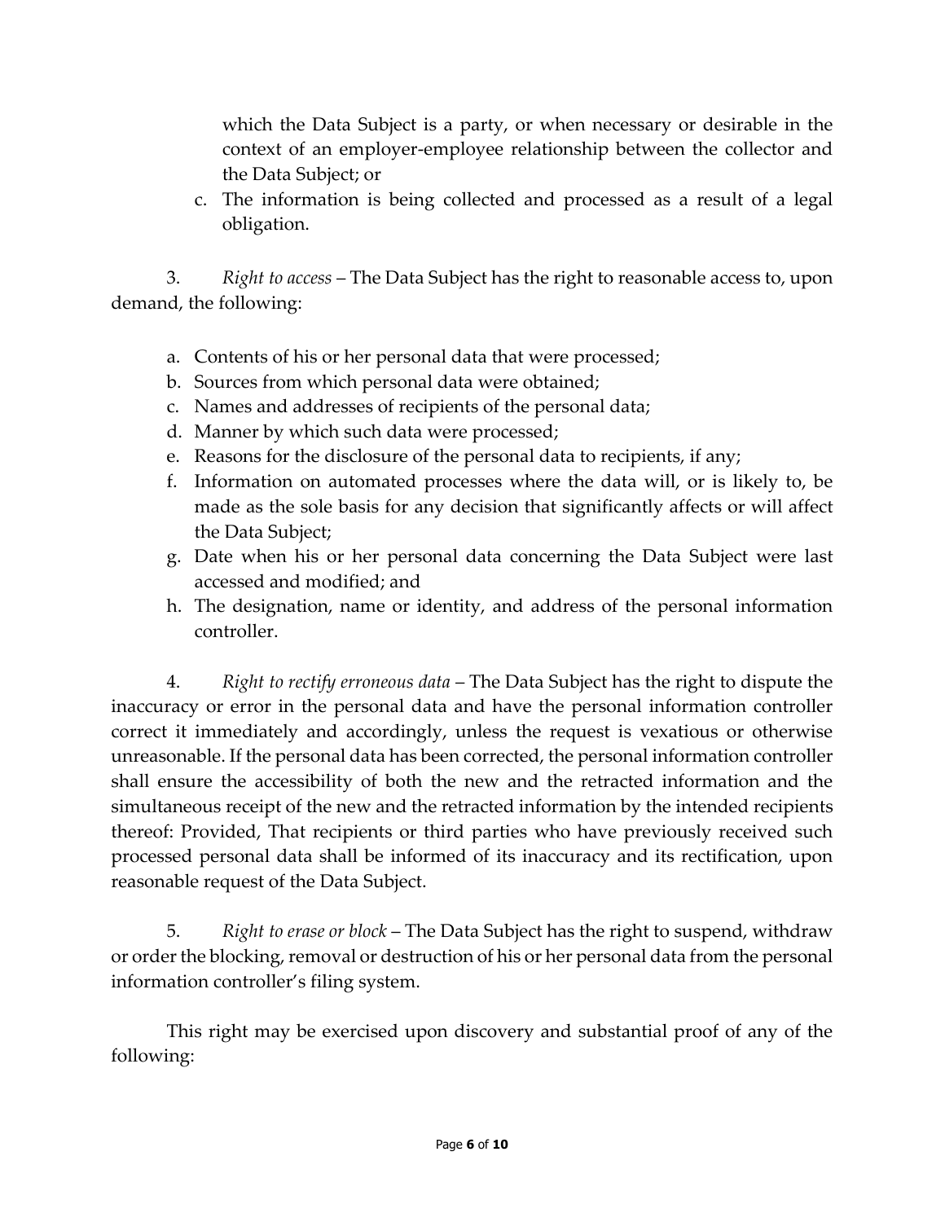which the Data Subject is a party, or when necessary or desirable in the context of an employer-employee relationship between the collector and the Data Subject; or

c. The information is being collected and processed as a result of a legal obligation.

3. *Right to access* – The Data Subject has the right to reasonable access to, upon demand, the following:

a. Contents of his or her personal data that were processed;
b. Sources from which personal data were obtained;
c. Names and addresses of recipients of the personal data;
d. Manner by which such data were processed;
e. Reasons for the disclosure of the personal data to recipients, if any;
f. Information on automated processes where the data will, or is likely to, be made as the sole basis for any decision that significantly affects or will affect the Data Subject;
g. Date when his or her personal data concerning the Data Subject were last accessed and modified; and
h. The designation, name or identity, and address of the personal information controller.

4. *Right to rectify erroneous data* – The Data Subject has the right to dispute the inaccuracy or error in the personal data and have the personal information controller correct it immediately and accordingly, unless the request is vexatious or otherwise unreasonable. If the personal data has been corrected, the personal information controller shall ensure the accessibility of both the new and the retracted information and the simultaneous receipt of the new and the retracted information by the intended recipients thereof: Provided, That recipients or third parties who have previously received such processed personal data shall be informed of its inaccuracy and its rectification, upon reasonable request of the Data Subject.

5. *Right to erase or block* – The Data Subject has the right to suspend, withdraw or order the blocking, removal or destruction of his or her personal data from the personal information controller's filing system.

This right may be exercised upon discovery and substantial proof of any of the following: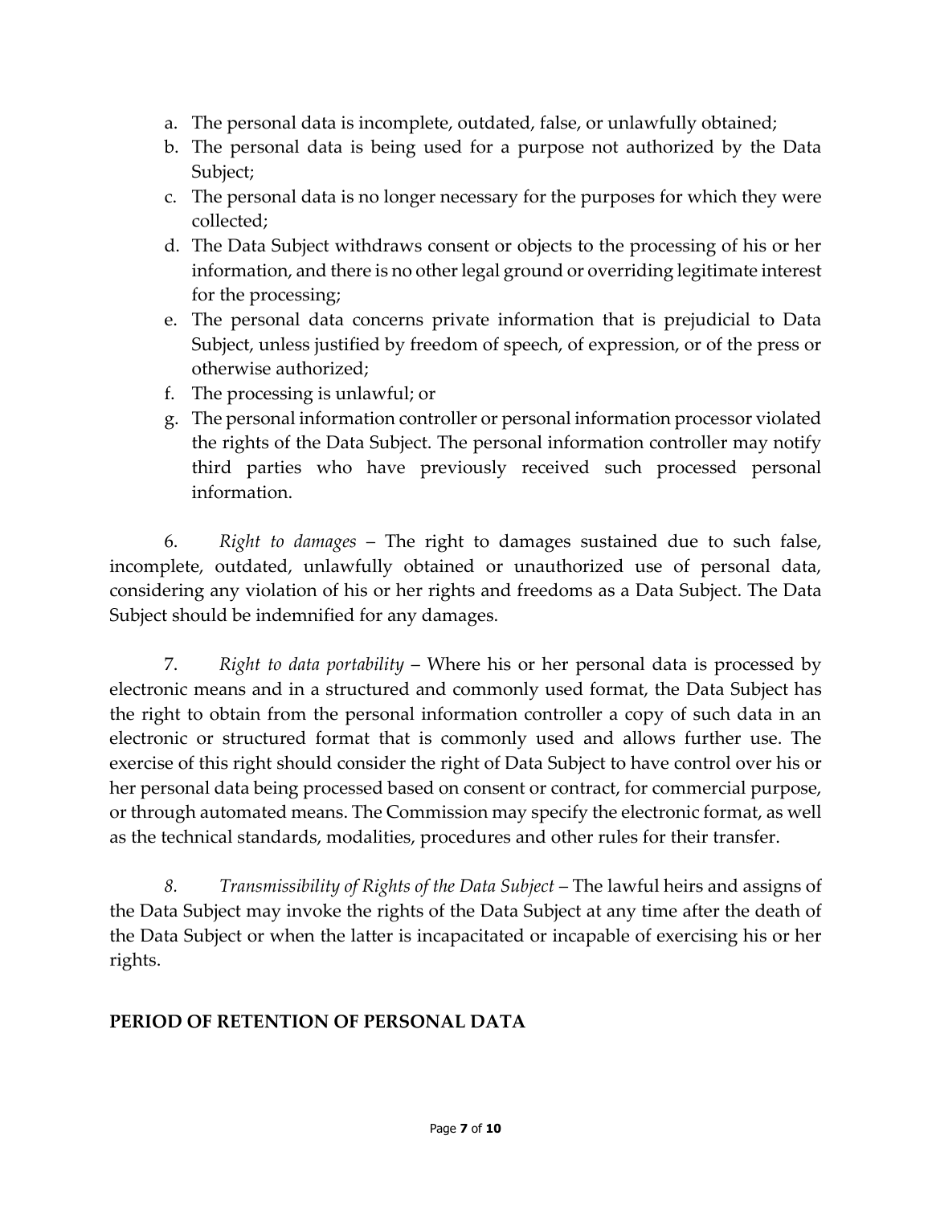a. The personal data is incomplete, outdated, false, or unlawfully obtained;
b. The personal data is being used for a purpose not authorized by the Data Subject;
c. The personal data is no longer necessary for the purposes for which they were collected;
d. The Data Subject withdraws consent or objects to the processing of his or her information, and there is no other legal ground or overriding legitimate interest for the processing;
e. The personal data concerns private information that is prejudicial to Data Subject, unless justified by freedom of speech, of expression, or of the press or otherwise authorized;
f. The processing is unlawful; or
g. The personal information controller or personal information processor violated the rights of the Data Subject. The personal information controller may notify third parties who have previously received such processed personal information.

6. *Right to damages* – The right to damages sustained due to such false, incomplete, outdated, unlawfully obtained or unauthorized use of personal data, considering any violation of his or her rights and freedoms as a Data Subject. The Data Subject should be indemnified for any damages.

7. *Right to data portability* – Where his or her personal data is processed by electronic means and in a structured and commonly used format, the Data Subject has the right to obtain from the personal information controller a copy of such data in an electronic or structured format that is commonly used and allows further use. The exercise of this right should consider the right of Data Subject to have control over his or her personal data being processed based on consent or contract, for commercial purpose, or through automated means. The Commission may specify the electronic format, as well as the technical standards, modalities, procedures and other rules for their transfer.

*8. Transmissibility of Rights of the Data Subject* – The lawful heirs and assigns of the Data Subject may invoke the rights of the Data Subject at any time after the death of the Data Subject or when the latter is incapacitated or incapable of exercising his or her rights.

**PERIOD OF RETENTION OF PERSONAL DATA**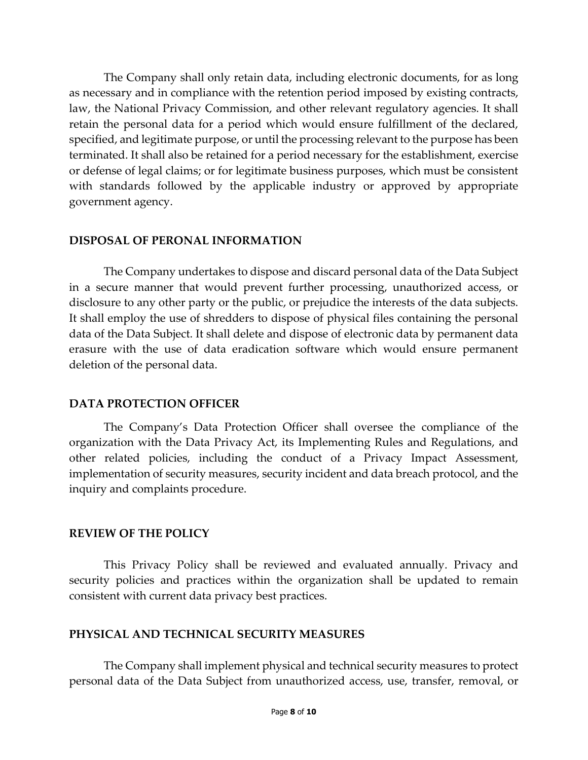The Company shall only retain data, including electronic documents, for as long as necessary and in compliance with the retention period imposed by existing contracts, law, the National Privacy Commission, and other relevant regulatory agencies. It shall retain the personal data for a period which would ensure fulfillment of the declared, specified, and legitimate purpose, or until the processing relevant to the purpose has been terminated. It shall also be retained for a period necessary for the establishment, exercise or defense of legal claims; or for legitimate business purposes, which must be consistent with standards followed by the applicable industry or approved by appropriate government agency.

## DISPOSAL OF PERONAL INFORMATION

The Company undertakes to dispose and discard personal data of the Data Subject in a secure manner that would prevent further processing, unauthorized access, or disclosure to any other party or the public, or prejudice the interests of the data subjects. It shall employ the use of shredders to dispose of physical files containing the personal data of the Data Subject. It shall delete and dispose of electronic data by permanent data erasure with the use of data eradication software which would ensure permanent deletion of the personal data.

## DATA PROTECTION OFFICER

The Company's Data Protection Officer shall oversee the compliance of the organization with the Data Privacy Act, its Implementing Rules and Regulations, and other related policies, including the conduct of a Privacy Impact Assessment, implementation of security measures, security incident and data breach protocol, and the inquiry and complaints procedure.

## REVIEW OF THE POLICY

This Privacy Policy shall be reviewed and evaluated annually. Privacy and security policies and practices within the organization shall be updated to remain consistent with current data privacy best practices.

## PHYSICAL AND TECHNICAL SECURITY MEASURES

The Company shall implement physical and technical security measures to protect personal data of the Data Subject from unauthorized access, use, transfer, removal, or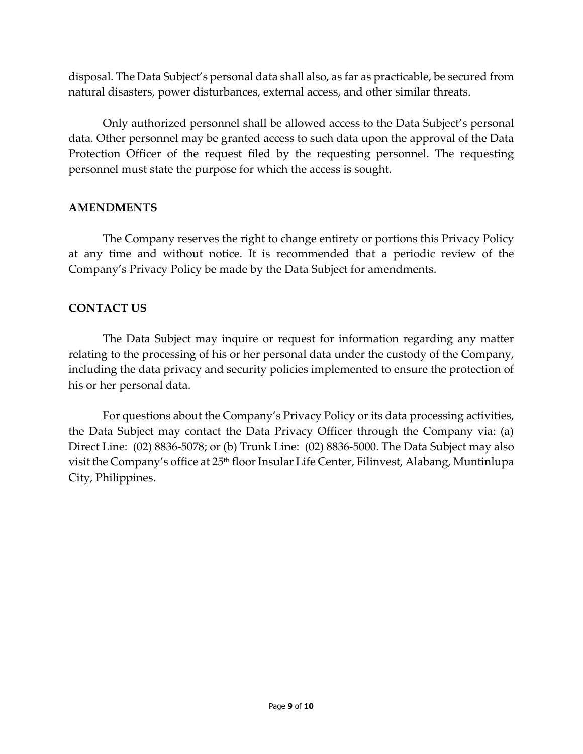disposal. The Data Subject's personal data shall also, as far as practicable, be secured from natural disasters, power disturbances, external access, and other similar threats.

Only authorized personnel shall be allowed access to the Data Subject's personal data. Other personnel may be granted access to such data upon the approval of the Data Protection Officer of the request filed by the requesting personnel. The requesting personnel must state the purpose for which the access is sought.

**AMENDMENTS**

The Company reserves the right to change entirety or portions this Privacy Policy at any time and without notice. It is recommended that a periodic review of the Company's Privacy Policy be made by the Data Subject for amendments.

**CONTACT US**

The Data Subject may inquire or request for information regarding any matter relating to the processing of his or her personal data under the custody of the Company, including the data privacy and security policies implemented to ensure the protection of his or her personal data.

For questions about the Company's Privacy Policy or its data processing activities, the Data Subject may contact the Data Privacy Officer through the Company via: (a) Direct Line: (02) 8836-5078; or (b) Trunk Line: (02) 8836-5000. The Data Subject may also visit the Company's office at 25th floor Insular Life Center, Filinvest, Alabang, Muntinlupa City, Philippines.